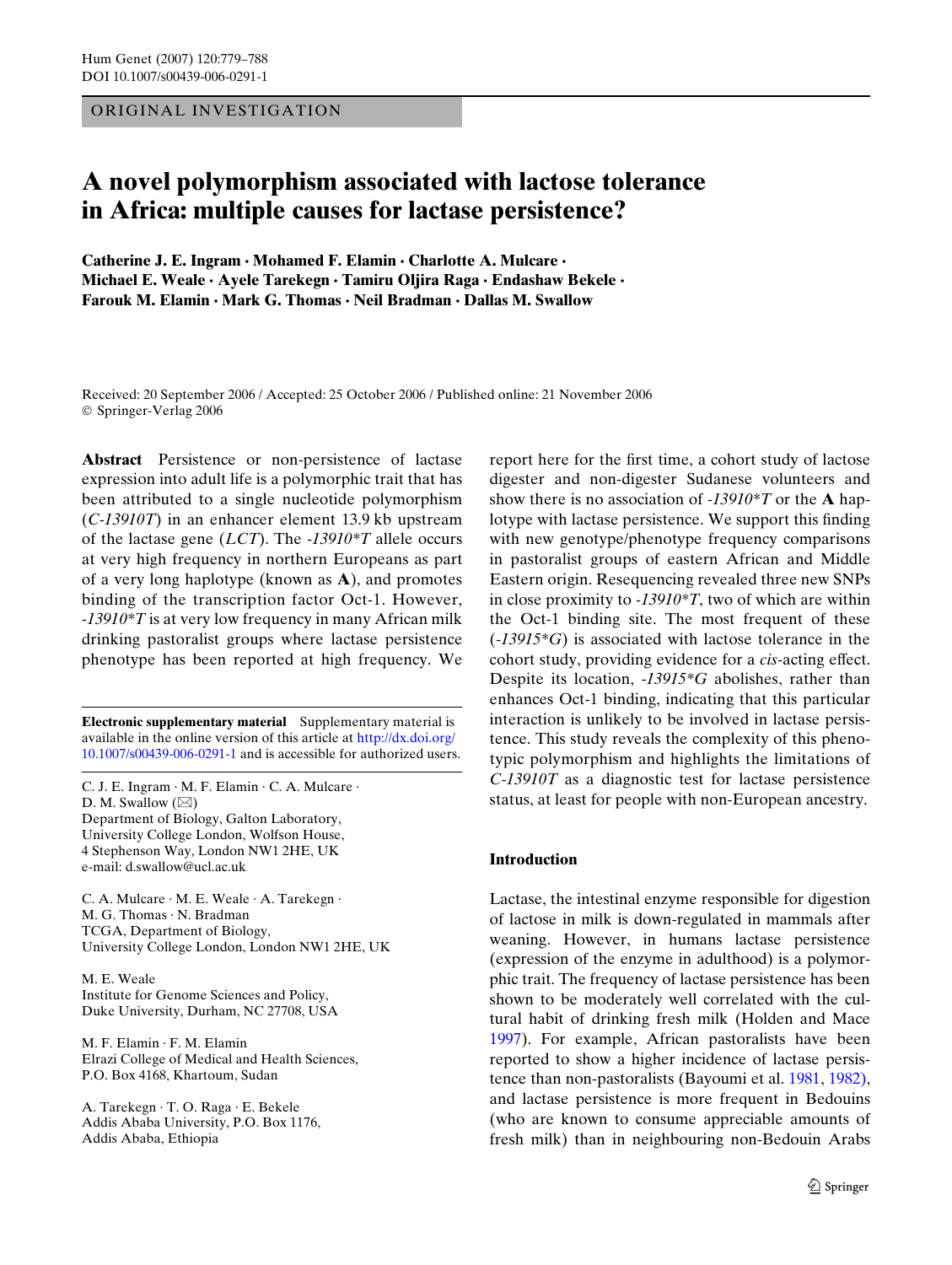ORIGINAL INVESTIGATION

# A novel polymorphism associated with lactose tolerance in Africa: multiple causes for lactase persistence?

**Catherine J. E. Ingram · Mohamed F. Elamin · Charlotte A. Mulcare · Michael E. Weale · Ayele Tarekegn · Tamiru Oljira Raga · Endashaw Bekele · Farouk M. Elamin · Mark G. Thomas · Neil Bradman · Dallas M. Swallow**

Received: 20 September 2006 / Accepted: 25 October 2006 / Published online: 21 November 2006
© Springer-Verlag 2006

**Abstract** Persistence or non-persistence of lactase expression into adult life is a polymorphic trait that has been attributed to a single nucleotide polymorphism (*C-13910T*) in an enhancer element 13.9 kb upstream of the lactase gene (*LCT*). The *-13910*T* allele occurs at very high frequency in northern Europeans as part of a very long haplotype (known as **A**), and promotes binding of the transcription factor Oct-1. However, *-13910*T* is at very low frequency in many African milk drinking pastoralist groups where lactase persistence phenotype has been reported at high frequency. We report here for the first time, a cohort study of lactose digester and non-digester Sudanese volunteers and show there is no association of *-13910*T* or the **A** haplotype with lactase persistence. We support this finding with new genotype/phenotype frequency comparisons in pastoralist groups of eastern African and Middle Eastern origin. Resequencing revealed three new SNPs in close proximity to *-13910*T*, two of which are within the Oct-1 binding site. The most frequent of these (*-13915*G*) is associated with lactose tolerance in the cohort study, providing evidence for a *cis*-acting effect. Despite its location, *-13915*G* abolishes, rather than enhances Oct-1 binding, indicating that this particular interaction is unlikely to be involved in lactase persistence. This study reveals the complexity of this phenotypic polymorphism and highlights the limitations of *C-13910T* as a diagnostic test for lactase persistence status, at least for people with non-European ancestry.

**Electronic supplementary material** Supplementary material is available in the online version of this article at http://dx.doi.org/10.1007/s00439-006-0291-1 and is accessible for authorized users.

C. J. E. Ingram · M. F. Elamin · C. A. Mulcare · D. M. Swallow (✉)
Department of Biology, Galton Laboratory, University College London, Wolfson House, 4 Stephenson Way, London NW1 2HE, UK
e-mail: d.swallow@ucl.ac.uk

C. A. Mulcare · M. E. Weale · A. Tarekegn · M. G. Thomas · N. Bradman
TCGA, Department of Biology, University College London, London NW1 2HE, UK

M. E. Weale
Institute for Genome Sciences and Policy, Duke University, Durham, NC 27708, USA

M. F. Elamin · F. M. Elamin
Elrazi College of Medical and Health Sciences, P.O. Box 4168, Khartoum, Sudan

A. Tarekegn · T. O. Raga · E. Bekele
Addis Ababa University, P.O. Box 1176, Addis Ababa, Ethiopia

## Introduction

Lactase, the intestinal enzyme responsible for digestion of lactose in milk is down-regulated in mammals after weaning. However, in humans lactase persistence (expression of the enzyme in adulthood) is a polymorphic trait. The frequency of lactase persistence has been shown to be moderately well correlated with the cultural habit of drinking fresh milk (Holden and Mace 1997). For example, African pastoralists have been reported to show a higher incidence of lactase persistence than non-pastoralists (Bayoumi et al. 1981, 1982), and lactase persistence is more frequent in Bedouins (who are known to consume appreciable amounts of fresh milk) than in neighbouring non-Bedouin Arabs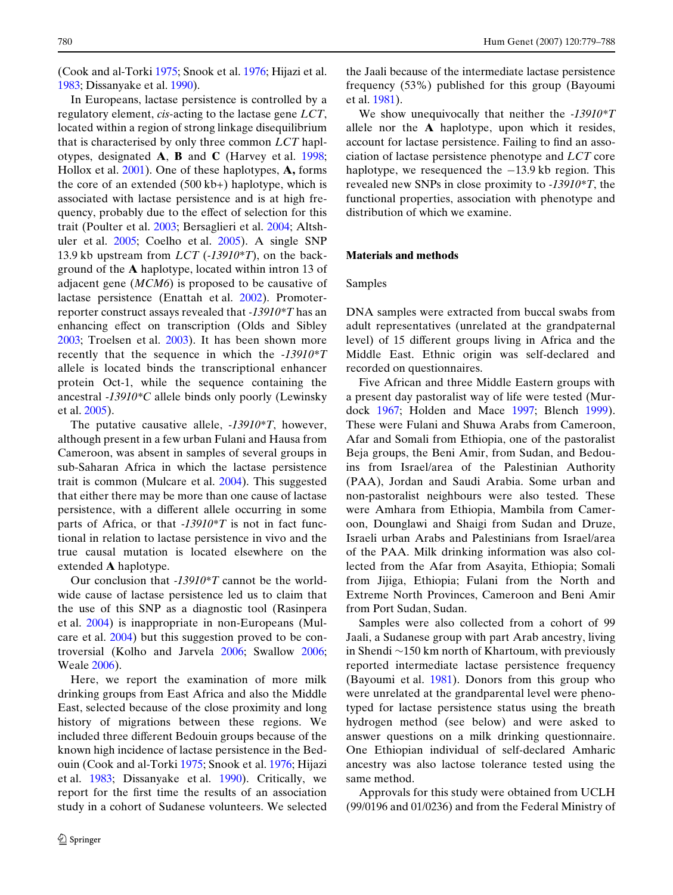(Cook and al-Torki 1975; Snook et al. 1976; Hijazi et al. 1983; Dissanyake et al. 1990).

In Europeans, lactase persistence is controlled by a regulatory element, *cis*-acting to the lactase gene *LCT*, located within a region of strong linkage disequilibrium that is characterised by only three common *LCT* haplotypes, designated **A**, **B** and **C** (Harvey et al. 1998; Hollox et al. 2001). One of these haplotypes, **A,** forms the core of an extended (500 kb+) haplotype, which is associated with lactase persistence and is at high frequency, probably due to the effect of selection for this trait (Poulter et al. 2003; Bersaglieri et al. 2004; Altshuler et al. 2005; Coelho et al. 2005). A single SNP 13.9 kb upstream from *LCT* (*-13910*T*), on the background of the **A** haplotype, located within intron 13 of adjacent gene (*MCM6*) is proposed to be causative of lactase persistence (Enattah et al. 2002). Promoter-reporter construct assays revealed that *-13910*T* has an enhancing effect on transcription (Olds and Sibley 2003; Troelsen et al. 2003). It has been shown more recently that the sequence in which the *-13910*T* allele is located binds the transcriptional enhancer protein Oct-1, while the sequence containing the ancestral *-13910*C* allele binds only poorly (Lewinsky et al. 2005).

The putative causative allele, *-13910*T*, however, although present in a few urban Fulani and Hausa from Cameroon, was absent in samples of several groups in sub-Saharan Africa in which the lactase persistence trait is common (Mulcare et al. 2004). This suggested that either there may be more than one cause of lactase persistence, with a different allele occurring in some parts of Africa, or that *-13910*T* is not in fact functional in relation to lactase persistence in vivo and the true causal mutation is located elsewhere on the extended **A** haplotype.

Our conclusion that *-13910*T* cannot be the worldwide cause of lactase persistence led us to claim that the use of this SNP as a diagnostic tool (Rasinpera et al. 2004) is inappropriate in non-Europeans (Mulcare et al. 2004) but this suggestion proved to be controversial (Kolho and Jarvela 2006; Swallow 2006; Weale 2006).

Here, we report the examination of more milk drinking groups from East Africa and also the Middle East, selected because of the close proximity and long history of migrations between these regions. We included three different Bedouin groups because of the known high incidence of lactase persistence in the Bedouin (Cook and al-Torki 1975; Snook et al. 1976; Hijazi et al. 1983; Dissanyake et al. 1990). Critically, we report for the first time the results of an association study in a cohort of Sudanese volunteers. We selected the Jaali because of the intermediate lactase persistence frequency (53%) published for this group (Bayoumi et al. 1981).

We show unequivocally that neither the *-13910*T* allele nor the **A** haplotype, upon which it resides, account for lactase persistence. Failing to find an association of lactase persistence phenotype and *LCT* core haplotype, we resequenced the −13.9 kb region. This revealed new SNPs in close proximity to *-13910*T*, the functional properties, association with phenotype and distribution of which we examine.

## Materials and methods

### Samples

DNA samples were extracted from buccal swabs from adult representatives (unrelated at the grandpaternal level) of 15 different groups living in Africa and the Middle East. Ethnic origin was self-declared and recorded on questionnaires.

Five African and three Middle Eastern groups with a present day pastoralist way of life were tested (Murdock 1967; Holden and Mace 1997; Blench 1999). These were Fulani and Shuwa Arabs from Cameroon, Afar and Somali from Ethiopia, one of the pastoralist Beja groups, the Beni Amir, from Sudan, and Bedouins from Israel/area of the Palestinian Authority (PAA), Jordan and Saudi Arabia. Some urban and non-pastoralist neighbours were also tested. These were Amhara from Ethiopia, Mambila from Cameroon, Dounglawi and Shaigi from Sudan and Druze, Israeli urban Arabs and Palestinians from Israel/area of the PAA. Milk drinking information was also collected from the Afar from Asayita, Ethiopia; Somali from Jijiga, Ethiopia; Fulani from the North and Extreme North Provinces, Cameroon and Beni Amir from Port Sudan, Sudan.

Samples were also collected from a cohort of 99 Jaali, a Sudanese group with part Arab ancestry, living in Shendi ~150 km north of Khartoum, with previously reported intermediate lactase persistence frequency (Bayoumi et al. 1981). Donors from this group who were unrelated at the grandparental level were phenotyped for lactase persistence status using the breath hydrogen method (see below) and were asked to answer questions on a milk drinking questionnaire. One Ethiopian individual of self-declared Amharic ancestry was also lactose tolerance tested using the same method.

Approvals for this study were obtained from UCLH (99/0196 and 01/0236) and from the Federal Ministry of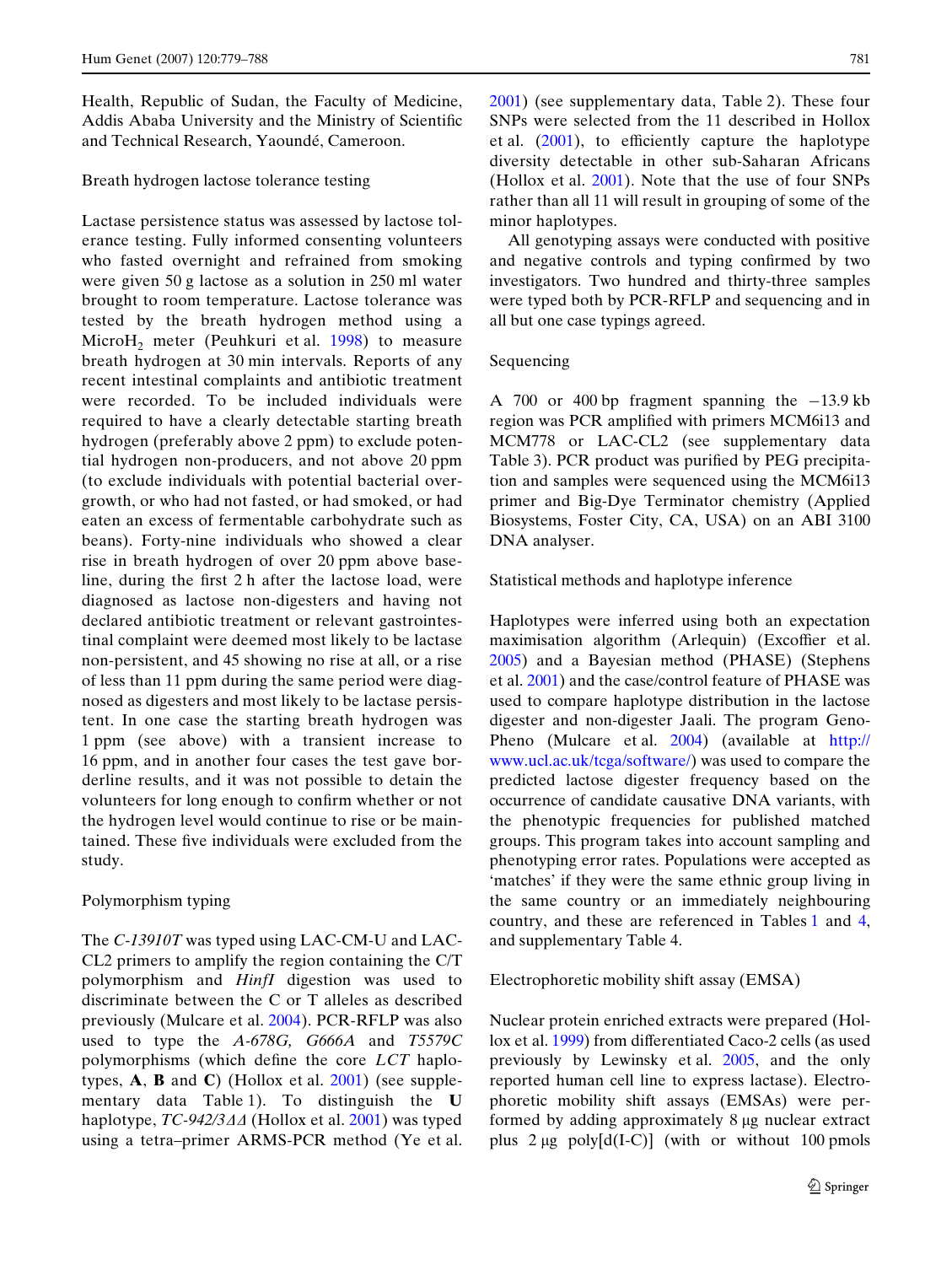Health, Republic of Sudan, the Faculty of Medicine, Addis Ababa University and the Ministry of Scientific and Technical Research, Yaoundé, Cameroon.

### Breath hydrogen lactose tolerance testing

Lactase persistence status was assessed by lactose tolerance testing. Fully informed consenting volunteers who fasted overnight and refrained from smoking were given 50 g lactose as a solution in 250 ml water brought to room temperature. Lactose tolerance was tested by the breath hydrogen method using a Micro$H_2$ meter (Peuhkuri et al. 1998) to measure breath hydrogen at 30 min intervals. Reports of any recent intestinal complaints and antibiotic treatment were recorded. To be included individuals were required to have a clearly detectable starting breath hydrogen (preferably above 2 ppm) to exclude potential hydrogen non-producers, and not above 20 ppm (to exclude individuals with potential bacterial overgrowth, or who had not fasted, or had smoked, or had eaten an excess of fermentable carbohydrate such as beans). Forty-nine individuals who showed a clear rise in breath hydrogen of over 20 ppm above baseline, during the first 2 h after the lactose load, were diagnosed as lactose non-digesters and having not declared antibiotic treatment or relevant gastrointestinal complaint were deemed most likely to be lactase non-persistent, and 45 showing no rise at all, or a rise of less than 11 ppm during the same period were diagnosed as digesters and most likely to be lactase persistent. In one case the starting breath hydrogen was 1 ppm (see above) with a transient increase to 16 ppm, and in another four cases the test gave borderline results, and it was not possible to detain the volunteers for long enough to confirm whether or not the hydrogen level would continue to rise or be maintained. These five individuals were excluded from the study.

### Polymorphism typing

The *C-13910T* was typed using LAC-CM-U and LAC-CL2 primers to amplify the region containing the C/T polymorphism and *HinfI* digestion was used to discriminate between the C or T alleles as described previously (Mulcare et al. 2004). PCR-RFLP was also used to type the *A-678G, G666A* and *T5579C* polymorphisms (which define the core *LCT* haplotypes, **A**, **B** and **C**) (Hollox et al. 2001) (see supplementary data Table 1). To distinguish the **U** haplotype, *TC-942/3ΔΔ* (Hollox et al. 2001) was typed using a tetra–primer ARMS-PCR method (Ye et al. 2001) (see supplementary data, Table 2). These four SNPs were selected from the 11 described in Hollox et al. (2001), to efficiently capture the haplotype diversity detectable in other sub-Saharan Africans (Hollox et al. 2001). Note that the use of four SNPs rather than all 11 will result in grouping of some of the minor haplotypes.

All genotyping assays were conducted with positive and negative controls and typing confirmed by two investigators. Two hundred and thirty-three samples were typed both by PCR-RFLP and sequencing and in all but one case typings agreed.

### Sequencing

A 700 or 400 bp fragment spanning the −13.9 kb region was PCR amplified with primers MCM6i13 and MCM778 or LAC-CL2 (see supplementary data Table 3). PCR product was purified by PEG precipitation and samples were sequenced using the MCM6i13 primer and Big-Dye Terminator chemistry (Applied Biosystems, Foster City, CA, USA) on an ABI 3100 DNA analyser.

### Statistical methods and haplotype inference

Haplotypes were inferred using both an expectation maximisation algorithm (Arlequin) (Excoffier et al. 2005) and a Bayesian method (PHASE) (Stephens et al. 2001) and the case/control feature of PHASE was used to compare haplotype distribution in the lactose digester and non-digester Jaali. The program Geno-Pheno (Mulcare et al. 2004) (available at http://www.ucl.ac.uk/tcga/software/) was used to compare the predicted lactose digester frequency based on the occurrence of candidate causative DNA variants, with the phenotypic frequencies for published matched groups. This program takes into account sampling and phenotyping error rates. Populations were accepted as 'matches' if they were the same ethnic group living in the same country or an immediately neighbouring country, and these are referenced in Tables 1 and 4, and supplementary Table 4.

### Electrophoretic mobility shift assay (EMSA)

Nuclear protein enriched extracts were prepared (Hollox et al. 1999) from differentiated Caco-2 cells (as used previously by Lewinsky et al. 2005, and the only reported human cell line to express lactase). Electrophoretic mobility shift assays (EMSAs) were performed by adding approximately 8 μg nuclear extract plus 2 μg poly[d(I-C)] (with or without 100 pmols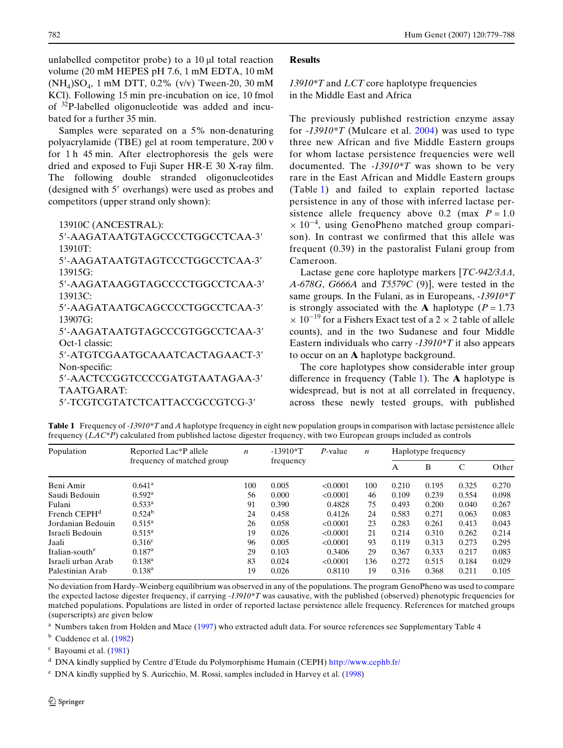unlabelled competitor probe) to a 10 μl total reaction volume (20 mM HEPES pH 7.6, 1 mM EDTA, 10 mM $(NH_4)SO_4$, 1 mM DTT, 0.2% (v/v) Tween-20, 30 mM KCl). Following 15 min pre-incubation on ice, 10 fmol of $^{32}$P-labelled oligonucleotide was added and incubated for a further 35 min.

Samples were separated on a 5% non-denaturing polyacrylamide (TBE) gel at room temperature, 200 v for 1 h 45 min. After electrophoresis the gels were dried and exposed to Fuji Super HR-E 30 X-ray film. The following double stranded oligonucleotides (designed with 5′ overhangs) were used as probes and competitors (upper strand only shown):

13910C (ANCESTRAL):
5′-AAGATAATGTAGCCCCTGGCCTCAA-3′
13910T:
5′-AAGATAATGTAGTCCCTGGCCTCAA-3′
13915G:
5′-AAGATAAGGTAGCCCCTGGCCTCAA-3′
13913C:
5′-AAGATAATGCAGCCCCTGGCCTCAA-3′
13907G:
5′-AAGATAATGTAGCCCGTGGCCTCAA-3′
Oct-1 classic:
5′-ATGTCGAATGCAAATCACTAGAACT-3′
Non-specific:
5′-AACTCCGGTCCCCGATGTAATAGAA-3′
TAATGARAT:
5′-TCGTCGTATCTCATTACCGCCGTCG-3′

## Results

### *13910\*T* and *LCT* core haplotype frequencies in the Middle East and Africa

The previously published restriction enzyme assay for *-13910\*T* (Mulcare et al. 2004) was used to type three new African and five Middle Eastern groups for whom lactase persistence frequencies were well documented. The *-13910\*T* was shown to be very rare in the East African and Middle Eastern groups (Table 1) and failed to explain reported lactase persistence in any of those with inferred lactase persistence allele frequency above 0.2 (max $P = 1.0 \times 10^{-4}$, using GenoPheno matched group comparison). In contrast we confirmed that this allele was frequent (0.39) in the pastoralist Fulani group from Cameroon.

Lactase gene core haplotype markers [*TC-942/3ΔΔ*, *A-678G*, *G666A* and *T5579C* (9)], were tested in the same groups. In the Fulani, as in Europeans, *-13910\*T* is strongly associated with the **A** haplotype ($P = 1.73 \times 10^{-19}$ for a Fishers Exact test of a 2 × 2 table of allele counts), and in the two Sudanese and four Middle Eastern individuals who carry *-13910\*T* it also appears to occur on an **A** haplotype background.

The core haplotypes show considerable inter group difference in frequency (Table 1). The **A** haplotype is widespread, but is not at all correlated in frequency, across these newly tested groups, with published

**Table 1** Frequency of *-13910\*T* and *A* haplotype frequency in eight new population groups in comparison with lactase persistence allele frequency (*LAC\*P*) calculated from published lactose digester frequency, with two European groups included as controls

| Population | Reported Lac*P allele frequency of matched group | n | -13910*T frequency | P-value | n | Haplotype frequency | | | |
|---|---|---|---|---|---|---|---|---|---|
| | | | | | | A | B | C | Other |
| Beni Amir | 0.641[a] | 100 | 0.005 | <0.0001 | 100 | 0.210 | 0.195 | 0.325 | 0.270 |
| Saudi Bedouin | 0.592[a] | 56 | 0.000 | <0.0001 | 46 | 0.109 | 0.239 | 0.554 | 0.098 |
| Fulani | 0.533[a] | 91 | 0.390 | 0.4828 | 75 | 0.493 | 0.200 | 0.040 | 0.267 |
| French CEPH[d] | 0.524[b] | 24 | 0.458 | 0.4126 | 24 | 0.583 | 0.271 | 0.063 | 0.083 |
| Jordanian Bedouin | 0.515[a] | 26 | 0.058 | <0.0001 | 23 | 0.283 | 0.261 | 0.413 | 0.043 |
| Israeli Bedouin | 0.515[a] | 19 | 0.026 | <0.0001 | 21 | 0.214 | 0.310 | 0.262 | 0.214 |
| Jaali | 0.316[c] | 96 | 0.005 | <0.0001 | 93 | 0.119 | 0.313 | 0.273 | 0.295 |
| Italian-south[e] | 0.187[a] | 29 | 0.103 | 0.3406 | 29 | 0.367 | 0.333 | 0.217 | 0.083 |
| Israeli urban Arab | 0.138[a] | 83 | 0.024 | <0.0001 | 136 | 0.272 | 0.515 | 0.184 | 0.029 |
| Palestinian Arab | 0.138[a] | 19 | 0.026 | 0.8110 | 19 | 0.316 | 0.368 | 0.211 | 0.105 |

No deviation from Hardy–Weinberg equilibrium was observed in any of the populations. The program GenoPheno was used to compare the expected lactose digester frequency, if carrying *-13910\*T* was causative, with the published (observed) phenotypic frequencies for matched populations. Populations are listed in order of reported lactase persistence allele frequency. References for matched groups (superscripts) are given below

[a] Numbers taken from Holden and Mace (1997) who extracted adult data. For source references see Supplementary Table 4

[b] Cuddenec et al. (1982)

[c] Bayoumi et al. (1981)

[d] DNA kindly supplied by Centre d'Etude du Polymorphisme Humain (CEPH) http://www.cephb.fr/

[e] DNA kindly supplied by S. Auricchio, M. Rossi, samples included in Harvey et al. (1998)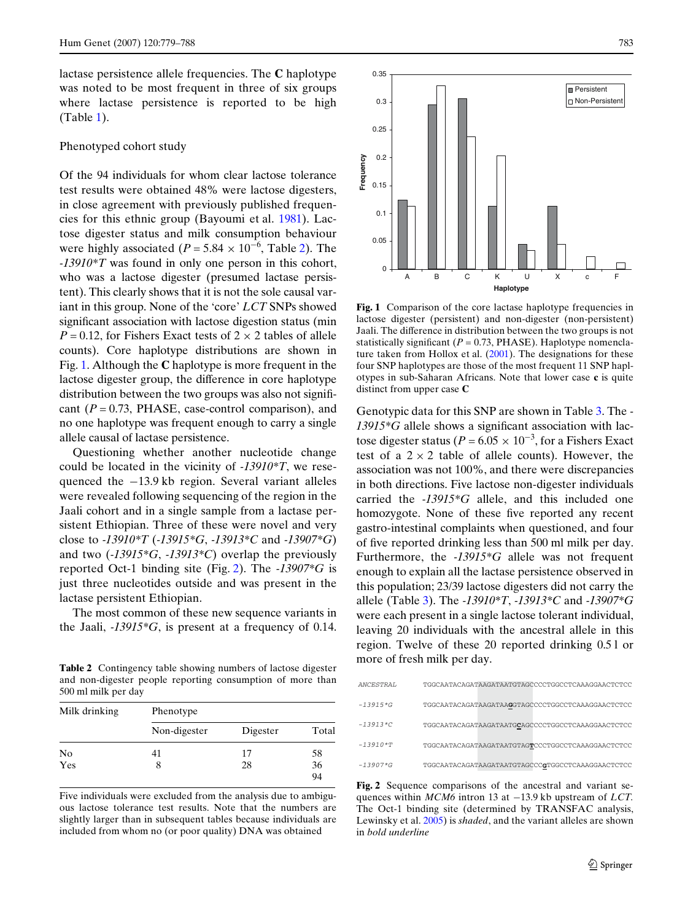lactase persistence allele frequencies. The **C** haplotype was noted to be most frequent in three of six groups where lactase persistence is reported to be high (Table 1).

Phenotyped cohort study

Of the 94 individuals for whom clear lactose tolerance test results were obtained 48% were lactose digesters, in close agreement with previously published frequencies for this ethnic group (Bayoumi et al. 1981). Lactose digester status and milk consumption behaviour were highly associated ($P = 5.84 \times 10^{-6}$, Table 2). The *-13910*T* was found in only one person in this cohort, who was a lactose digester (presumed lactase persistent). This clearly shows that it is not the sole causal variant in this group. None of the 'core' *LCT* SNPs showed significant association with lactose digestion status (min $P = 0.12$, for Fishers Exact tests of $2 \times 2$ tables of allele counts). Core haplotype distributions are shown in Fig. 1. Although the **C** haplotype is more frequent in the lactose digester group, the difference in core haplotype distribution between the two groups was also not significant ($P = 0.73$, PHASE, case-control comparison), and no one haplotype was frequent enough to carry a single allele causal of lactase persistence.

Questioning whether another nucleotide change could be located in the vicinity of *-13910*T*, we resequenced the −13.9 kb region. Several variant alleles were revealed following sequencing of the region in the Jaali cohort and in a single sample from a lactase persistent Ethiopian. Three of these were novel and very close to *-13910*T* (*-13915*G*, *-13913*C* and *-13907*G*) and two (*-13915*G*, *-13913*C*) overlap the previously reported Oct-1 binding site (Fig. 2). The *-13907*G* is just three nucleotides outside and was present in the lactase persistent Ethiopian.

The most common of these new sequence variants in the Jaali, *-13915*G*, is present at a frequency of 0.14.

**Table 2** Contingency table showing numbers of lactose digester and non-digester people reporting consumption of more than 500 ml milk per day

| Milk drinking | Phenotype | | |
|---|---|---|---|
| | Non-digester | Digester | Total |
| No | 41 | 17 | 58 |
| Yes | 8 | 28 | 36 |
| | | | 94 |

Five individuals were excluded from the analysis due to ambiguous lactose tolerance test results. Note that the numbers are slightly larger than in subsequent tables because individuals are included from whom no (or poor quality) DNA was obtained

**Fig. 1** Comparison of the core lactase haplotype frequencies in lactose digester (persistent) and non-digester (non-persistent) Jaali. The difference in distribution between the two groups is not statistically significant ($P = 0.73$, PHASE). Haplotype nomenclature taken from Hollox et al. (2001). The designations for these four SNP haplotypes are those of the most frequent 11 SNP haplotypes in sub-Saharan Africans. Note that lower case **c** is quite distinct from upper case **C**

Genotypic data for this SNP are shown in Table 3. The *-13915*G* allele shows a significant association with lactose digester status ($P = 6.05 \times 10^{-3}$, for a Fishers Exact test of a $2 \times 2$ table of allele counts). However, the association was not 100%, and there were discrepancies in both directions. Five lactose non-digester individuals carried the *-13915*G* allele, and this included one homozygote. None of these five reported any recent gastro-intestinal complaints when questioned, and four of five reported drinking less than 500 ml milk per day. Furthermore, the *-13915*G* allele was not frequent enough to explain all the lactase persistence observed in this population; 23/39 lactose digesters did not carry the allele (Table 3). The *-13910*T*, *-13913*C* and *-13907*G* were each present in a single lactose tolerant individual, leaving 20 individuals with the ancestral allele in this region. Twelve of these 20 reported drinking 0.5 l or more of fresh milk per day.

```
ANCESTRAL  TGGCAATACAGATAAGATAATGTAGCCCCTGGCCTCAAAGGAACTCTCC
-13915*G   TGGCAATACAGATAAGATAAGGTAGCCCCTGGCCTCAAAGGAACTCTCC
-13913*C   TGGCAATACAGATAAGATAATGCAGCCCCTGGCCTCAAAGGAACTCTCC
-13910*T   TGGCAATACAGATAAGATAATGTAGTCCCTGGCCTCAAAGGAACTCTCC
-13907*G   TGGCAATACAGATAAGATAATGTAGCCCGTGGCCTCAAAGGAACTCTCC
```

**Fig. 2** Sequence comparisons of the ancestral and variant sequences within *MCM6* intron 13 at −13.9 kb upstream of *LCT*. The Oct-1 binding site (determined by TRANSFAC analysis, Lewinsky et al. 2005) is *shaded*, and the variant alleles are shown in *bold underline*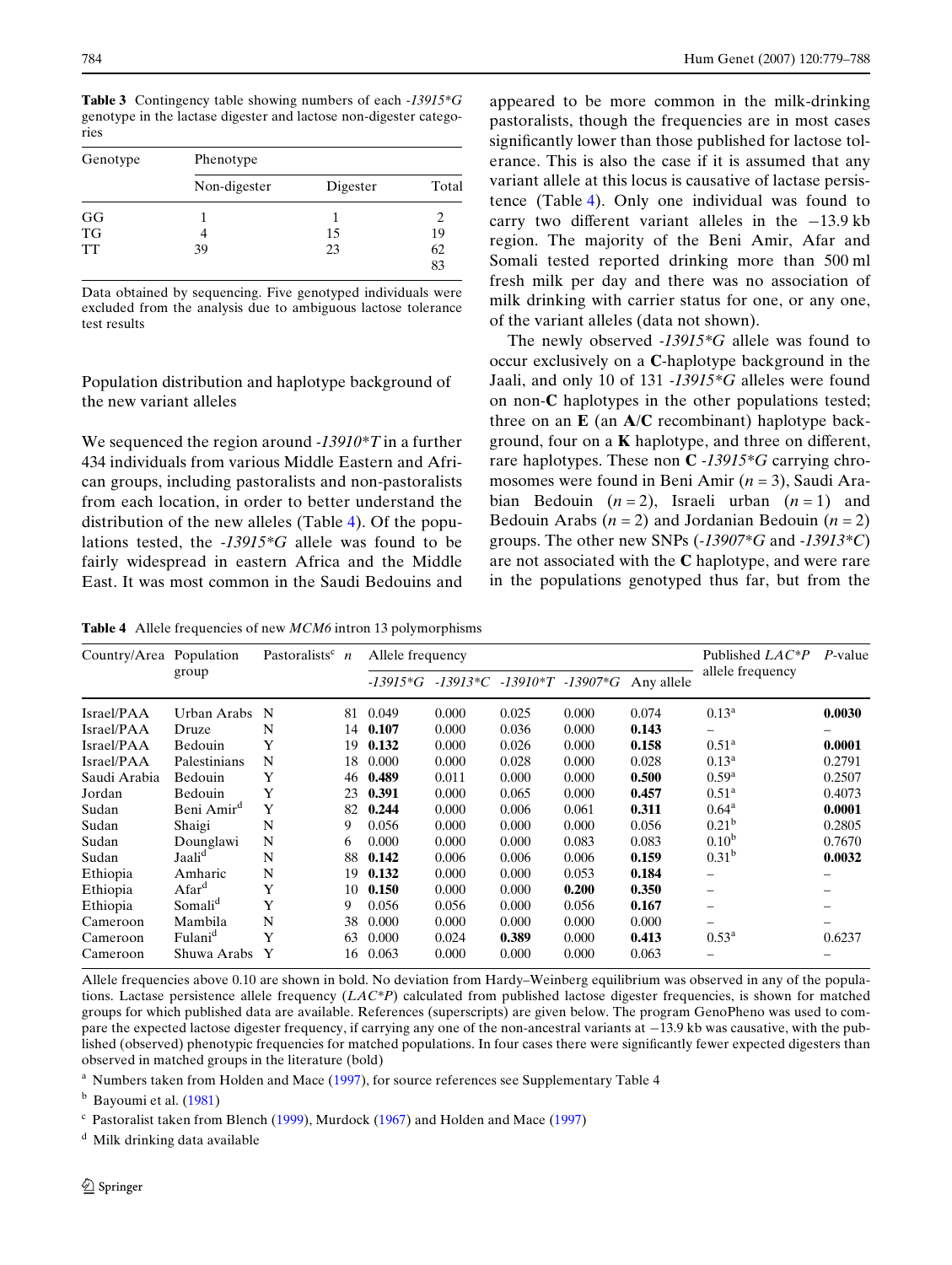**Table 3** Contingency table showing numbers of each *-13915*G* genotype in the lactase digester and lactose non-digester categories

| Genotype | Phenotype | | |
|---|---|---|---|
| | Non-digester | Digester | Total |
| GG | 1 | 1 | 2 |
| TG | 4 | 15 | 19 |
| TT | 39 | 23 | 62 |
| | | | 83 |

Data obtained by sequencing. Five genotyped individuals were excluded from the analysis due to ambiguous lactose tolerance test results

## Population distribution and haplotype background of the new variant alleles

We sequenced the region around *-13910*T* in a further 434 individuals from various Middle Eastern and African groups, including pastoralists and non-pastoralists from each location, in order to better understand the distribution of the new alleles (Table 4). Of the populations tested, the *-13915*G* allele was found to be fairly widespread in eastern Africa and the Middle East. It was most common in the Saudi Bedouins and appeared to be more common in the milk-drinking pastoralists, though the frequencies are in most cases significantly lower than those published for lactose tolerance. This is also the case if it is assumed that any variant allele at this locus is causative of lactase persistence (Table 4). Only one individual was found to carry two different variant alleles in the −13.9 kb region. The majority of the Beni Amir, Afar and Somali tested reported drinking more than 500 ml fresh milk per day and there was no association of milk drinking with carrier status for one, or any one, of the variant alleles (data not shown).

The newly observed *-13915*G* allele was found to occur exclusively on a **C**-haplotype background in the Jaali, and only 10 of 131 *-13915*G* alleles were found on non-**C** haplotypes in the other populations tested; three on an **E** (an **A**/**C** recombinant) haplotype background, four on a **K** haplotype, and three on different, rare haplotypes. These non **C** *-13915*G* carrying chromosomes were found in Beni Amir ($n = 3$), Saudi Arabian Bedouin ($n = 2$), Israeli urban ($n = 1$) and Bedouin Arabs ($n = 2$) and Jordanian Bedouin ($n = 2$) groups. The other new SNPs (*-13907*G* and *-13913*C*) are not associated with the **C** haplotype, and were rare in the populations genotyped thus far, but from the

**Table 4** Allele frequencies of new *MCM6* intron 13 polymorphisms

| Country/Area | Population group | Pastoralists[c] | n | Allele frequency | | | | | Published *LAC*P* allele frequency | P-value |
|---|---|---|---|---|---|---|---|---|---|---|
| | | | | *-13915*G* | *-13913*C* | *-13910*T* | *-13907*G* | Any allele | | |
| Israel/PAA | Urban Arabs | N | 81 | 0.049 | 0.000 | 0.025 | 0.000 | 0.074 | 0.13[a] | **0.0030** |
| Israel/PAA | Druze | N | 14 | **0.107** | 0.000 | 0.036 | 0.000 | **0.143** | – | – |
| Israel/PAA | Bedouin | Y | 19 | **0.132** | 0.000 | 0.026 | 0.000 | **0.158** | 0.51[a] | **0.0001** |
| Israel/PAA | Palestinians | N | 18 | 0.000 | 0.000 | 0.028 | 0.000 | 0.028 | 0.13[a] | 0.2791 |
| Saudi Arabia | Bedouin | Y | 46 | **0.489** | 0.011 | 0.000 | 0.000 | **0.500** | 0.59[a] | 0.2507 |
| Jordan | Bedouin | Y | 23 | **0.391** | 0.000 | 0.065 | 0.000 | **0.457** | 0.51[a] | 0.4073 |
| Sudan | Beni Amir[d] | Y | 82 | **0.244** | 0.000 | 0.006 | 0.061 | **0.311** | 0.64[a] | **0.0001** |
| Sudan | Shaigi | N | 9 | 0.056 | 0.000 | 0.000 | 0.000 | 0.056 | 0.21[b] | 0.2805 |
| Sudan | Dounglawi | N | 6 | 0.000 | 0.000 | 0.000 | 0.083 | 0.083 | 0.10[b] | 0.7670 |
| Sudan | Jaali[d] | N | 88 | **0.142** | 0.006 | 0.006 | 0.006 | **0.159** | 0.31[b] | **0.0032** |
| Ethiopia | Amharic | N | 19 | **0.132** | 0.000 | 0.000 | 0.053 | **0.184** | – | – |
| Ethiopia | Afar[d] | Y | 10 | **0.150** | 0.000 | 0.000 | **0.200** | **0.350** | – | – |
| Ethiopia | Somali[d] | Y | 9 | 0.056 | 0.056 | 0.000 | 0.056 | **0.167** | – | – |
| Cameroon | Mambila | N | 38 | 0.000 | 0.000 | 0.000 | 0.000 | 0.000 | – | – |
| Cameroon | Fulani[d] | Y | 63 | 0.000 | 0.024 | **0.389** | 0.000 | **0.413** | 0.53[a] | 0.6237 |
| Cameroon | Shuwa Arabs | Y | 16 | 0.063 | 0.000 | 0.000 | 0.000 | 0.063 | – | – |

Allele frequencies above 0.10 are shown in bold. No deviation from Hardy–Weinberg equilibrium was observed in any of the populations. Lactase persistence allele frequency (*LAC*P*) calculated from published lactose digester frequencies, is shown for matched groups for which published data are available. References (superscripts) are given below. The program GenoPheno was used to compare the expected lactose digester frequency, if carrying any one of the non-ancestral variants at −13.9 kb was causative, with the published (observed) phenotypic frequencies for matched populations. In four cases there were significantly fewer expected digesters than observed in matched groups in the literature (bold)

[a] Numbers taken from Holden and Mace (1997), for source references see Supplementary Table 4

[b] Bayoumi et al. (1981)

[c] Pastoralist taken from Blench (1999), Murdock (1967) and Holden and Mace (1997)

[d] Milk drinking data available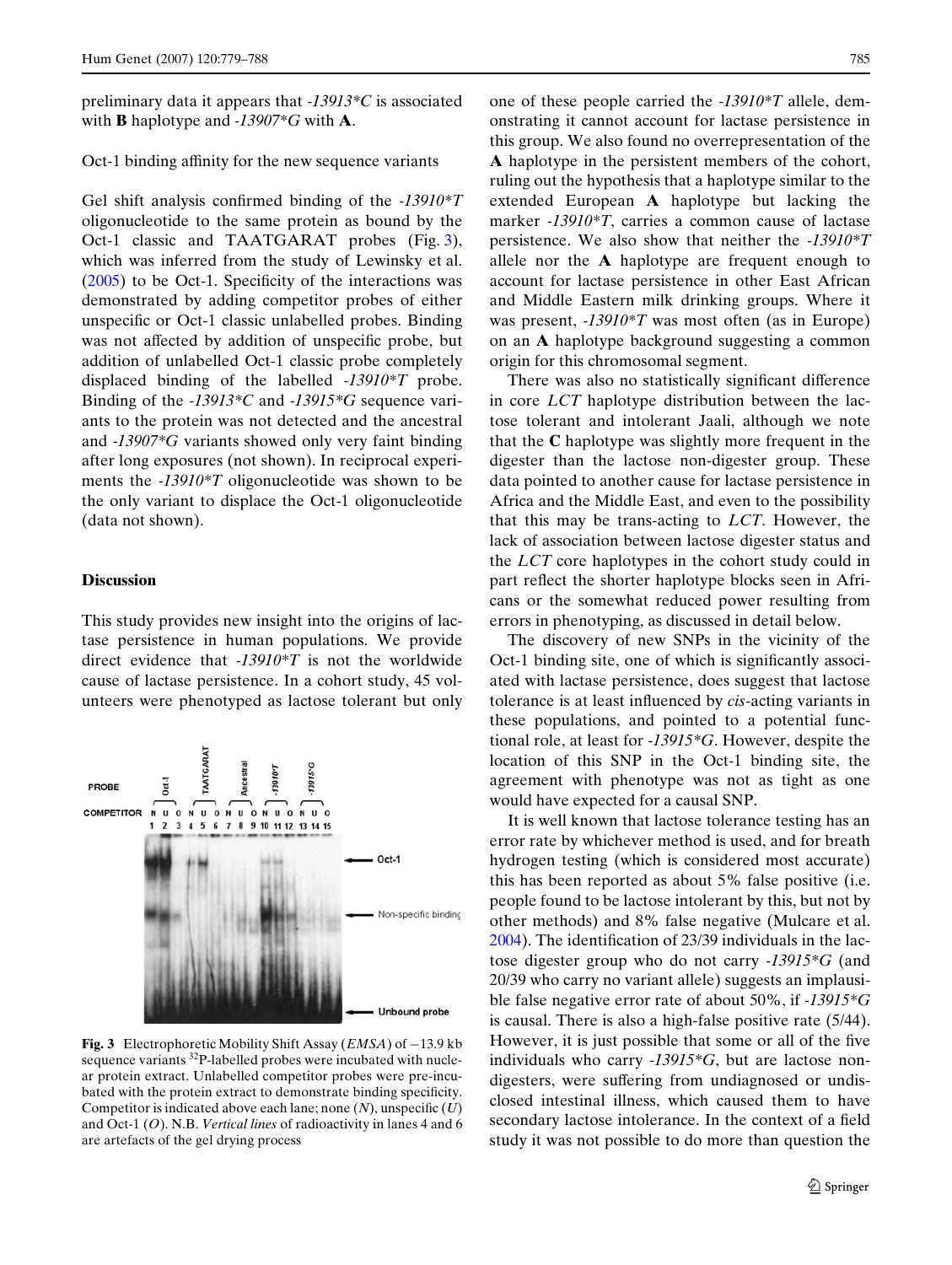preliminary data it appears that *-13913*C* is associated with **B** haplotype and *-13907*G* with **A**.

Oct-1 binding affinity for the new sequence variants

Gel shift analysis confirmed binding of the *-13910*T* oligonucleotide to the same protein as bound by the Oct-1 classic and TAATGARAT probes (Fig. 3), which was inferred from the study of Lewinsky et al. (2005) to be Oct-1. Specificity of the interactions was demonstrated by adding competitor probes of either unspecific or Oct-1 classic unlabelled probes. Binding was not affected by addition of unspecific probe, but addition of unlabelled Oct-1 classic probe completely displaced binding of the labelled *-13910*T* probe. Binding of the *-13913*C* and *-13915*G* sequence variants to the protein was not detected and the ancestral and *-13907*G* variants showed only very faint binding after long exposures (not shown). In reciprocal experiments the *-13910*T* oligonucleotide was shown to be the only variant to displace the Oct-1 oligonucleotide (data not shown).

## Discussion

This study provides new insight into the origins of lactase persistence in human populations. We provide direct evidence that *-13910*T* is not the worldwide cause of lactase persistence. In a cohort study, 45 volunteers were phenotyped as lactose tolerant but only one of these people carried the *-13910*T* allele, demonstrating it cannot account for lactase persistence in this group. We also found no overrepresentation of the **A** haplotype in the persistent members of the cohort, ruling out the hypothesis that a haplotype similar to the extended European **A** haplotype but lacking the marker *-13910*T*, carries a common cause of lactase persistence. We also show that neither the *-13910*T* allele nor the **A** haplotype are frequent enough to account for lactase persistence in other East African and Middle Eastern milk drinking groups. Where it was present, *-13910*T* was most often (as in Europe) on an **A** haplotype background suggesting a common origin for this chromosomal segment.

There was also no statistically significant difference in core *LCT* haplotype distribution between the lactose tolerant and intolerant Jaali, although we note that the **C** haplotype was slightly more frequent in the digester than the lactose non-digester group. These data pointed to another cause for lactase persistence in Africa and the Middle East, and even to the possibility that this may be trans-acting to *LCT*. However, the lack of association between lactose digester status and the *LCT* core haplotypes in the cohort study could in part reflect the shorter haplotype blocks seen in Africans or the somewhat reduced power resulting from errors in phenotyping, as discussed in detail below.

The discovery of new SNPs in the vicinity of the Oct-1 binding site, one of which is significantly associated with lactase persistence, does suggest that lactose tolerance is at least influenced by *cis*-acting variants in these populations, and pointed to a potential functional role, at least for *-13915*G*. However, despite the location of this SNP in the Oct-1 binding site, the agreement with phenotype was not as tight as one would have expected for a causal SNP.

It is well known that lactose tolerance testing has an error rate by whichever method is used, and for breath hydrogen testing (which is considered most accurate) this has been reported as about 5% false positive (i.e. people found to be lactose intolerant by this, but not by other methods) and 8% false negative (Mulcare et al. 2004). The identification of 23/39 individuals in the lactose digester group who do not carry *-13915*G* (and 20/39 who carry no variant allele) suggests an implausible false negative error rate of about 50%, if *-13915*G* is causal. There is also a high-false positive rate (5/44). However, it is just possible that some or all of the five individuals who carry *-13915*G*, but are lactose non-digesters, were suffering from undiagnosed or undisclosed intestinal illness, which caused them to have secondary lactose intolerance. In the context of a field study it was not possible to do more than question the

**Fig. 3** Electrophoretic Mobility Shift Assay (*EMSA*) of −13.9 kb sequence variants $^{32}$P-labelled probes were incubated with nuclear protein extract. Unlabelled competitor probes were pre-incubated with the protein extract to demonstrate binding specificity. Competitor is indicated above each lane; none (*N*), unspecific (*U*) and Oct-1 (*O*). N.B. *Vertical lines* of radioactivity in lanes 4 and 6 are artefacts of the gel drying process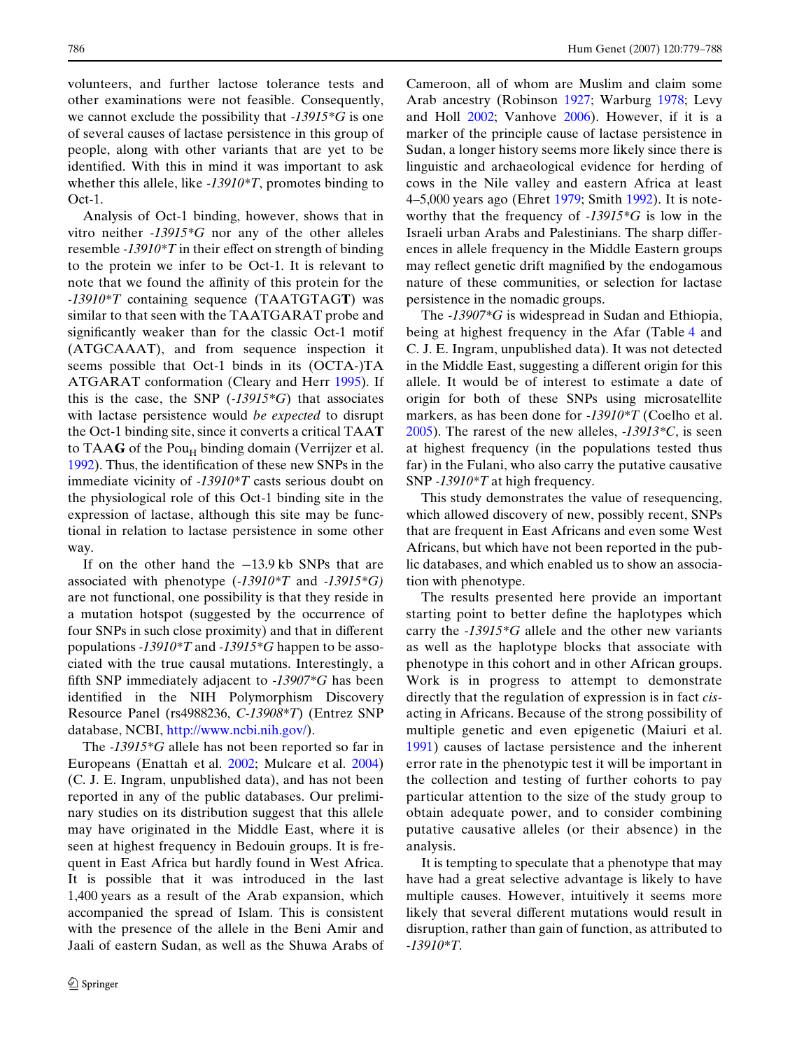volunteers, and further lactose tolerance tests and other examinations were not feasible. Consequently, we cannot exclude the possibility that *-13915*G* is one of several causes of lactase persistence in this group of people, along with other variants that are yet to be identified. With this in mind it was important to ask whether this allele, like *-13910*T*, promotes binding to Oct-1.

Analysis of Oct-1 binding, however, shows that in vitro neither *-13915*G* nor any of the other alleles resemble *-13910*T* in their effect on strength of binding to the protein we infer to be Oct-1. It is relevant to note that we found the affinity of this protein for the *-13910*T* containing sequence (TAATGTAG**T**) was similar to that seen with the TAATGARAT probe and significantly weaker than for the classic Oct-1 motif (ATGCAAAT), and from sequence inspection it seems possible that Oct-1 binds in its (OCTA-)TA ATGARAT conformation (Cleary and Herr 1995). If this is the case, the SNP (*-13915*G*) that associates with lactase persistence would *be expected* to disrupt the Oct-1 binding site, since it converts a critical TAA**T** to TAA**G** of the Pou$_H$ binding domain (Verrijzer et al. 1992). Thus, the identification of these new SNPs in the immediate vicinity of *-13910*T* casts serious doubt on the physiological role of this Oct-1 binding site in the expression of lactase, although this site may be functional in relation to lactase persistence in some other way.

If on the other hand the −13.9 kb SNPs that are associated with phenotype (*-13910*T* and *-13915*G)* are not functional, one possibility is that they reside in a mutation hotspot (suggested by the occurrence of four SNPs in such close proximity) and that in different populations *-13910*T* and *-13915*G* happen to be associated with the true causal mutations. Interestingly, a fifth SNP immediately adjacent to *-13907*G* has been identified in the NIH Polymorphism Discovery Resource Panel (rs4988236, *C-13908*T*) (Entrez SNP database, NCBI, http://www.ncbi.nih.gov/).

The *-13915*G* allele has not been reported so far in Europeans (Enattah et al. 2002; Mulcare et al. 2004) (C. J. E. Ingram, unpublished data), and has not been reported in any of the public databases. Our preliminary studies on its distribution suggest that this allele may have originated in the Middle East, where it is seen at highest frequency in Bedouin groups. It is frequent in East Africa but hardly found in West Africa. It is possible that it was introduced in the last 1,400 years as a result of the Arab expansion, which accompanied the spread of Islam. This is consistent with the presence of the allele in the Beni Amir and Jaali of eastern Sudan, as well as the Shuwa Arabs of Cameroon, all of whom are Muslim and claim some Arab ancestry (Robinson 1927; Warburg 1978; Levy and Holl 2002; Vanhove 2006). However, if it is a marker of the principle cause of lactase persistence in Sudan, a longer history seems more likely since there is linguistic and archaeological evidence for herding of cows in the Nile valley and eastern Africa at least 4–5,000 years ago (Ehret 1979; Smith 1992). It is noteworthy that the frequency of *-13915*G* is low in the Israeli urban Arabs and Palestinians. The sharp differences in allele frequency in the Middle Eastern groups may reflect genetic drift magnified by the endogamous nature of these communities, or selection for lactase persistence in the nomadic groups.

The *-13907*G* is widespread in Sudan and Ethiopia, being at highest frequency in the Afar (Table 4 and C. J. E. Ingram, unpublished data). It was not detected in the Middle East, suggesting a different origin for this allele. It would be of interest to estimate a date of origin for both of these SNPs using microsatellite markers, as has been done for *-13910*T* (Coelho et al. 2005). The rarest of the new alleles, *-13913*C*, is seen at highest frequency (in the populations tested thus far) in the Fulani, who also carry the putative causative SNP *-13910*T* at high frequency.

This study demonstrates the value of resequencing, which allowed discovery of new, possibly recent, SNPs that are frequent in East Africans and even some West Africans, but which have not been reported in the public databases, and which enabled us to show an association with phenotype.

The results presented here provide an important starting point to better define the haplotypes which carry the *-13915*G* allele and the other new variants as well as the haplotype blocks that associate with phenotype in this cohort and in other African groups. Work is in progress to attempt to demonstrate directly that the regulation of expression is in fact *cis*-acting in Africans. Because of the strong possibility of multiple genetic and even epigenetic (Maiuri et al. 1991) causes of lactase persistence and the inherent error rate in the phenotypic test it will be important in the collection and testing of further cohorts to pay particular attention to the size of the study group to obtain adequate power, and to consider combining putative causative alleles (or their absence) in the analysis.

It is tempting to speculate that a phenotype that may have had a great selective advantage is likely to have multiple causes. However, intuitively it seems more likely that several different mutations would result in disruption, rather than gain of function, as attributed to *-13910*T*.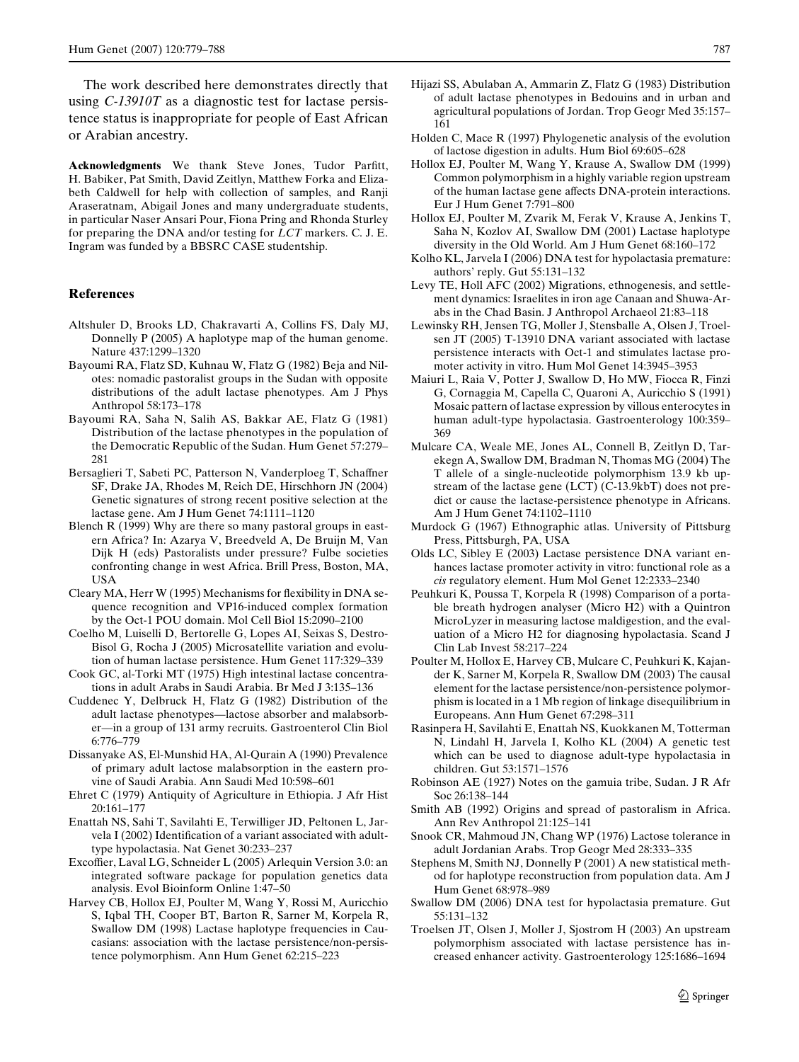The work described here demonstrates directly that using *C-13910T* as a diagnostic test for lactase persistence status is inappropriate for people of East African or Arabian ancestry.

**Acknowledgments** We thank Steve Jones, Tudor Parfitt, H. Babiker, Pat Smith, David Zeitlyn, Matthew Forka and Elizabeth Caldwell for help with collection of samples, and Ranji Araseratnam, Abigail Jones and many undergraduate students, in particular Naser Ansari Pour, Fiona Pring and Rhonda Sturley for preparing the DNA and/or testing for *LCT* markers. C. J. E. Ingram was funded by a BBSRC CASE studentship.

## References

Altshuler D, Brooks LD, Chakravarti A, Collins FS, Daly MJ, Donnelly P (2005) A haplotype map of the human genome. Nature 437:1299–1320

Bayoumi RA, Flatz SD, Kuhnau W, Flatz G (1982) Beja and Nilotes: nomadic pastoralist groups in the Sudan with opposite distributions of the adult lactase phenotypes. Am J Phys Anthropol 58:173–178

Bayoumi RA, Saha N, Salih AS, Bakkar AE, Flatz G (1981) Distribution of the lactase phenotypes in the population of the Democratic Republic of the Sudan. Hum Genet 57:279–281

Bersaglieri T, Sabeti PC, Patterson N, Vanderploeg T, Schaffner SF, Drake JA, Rhodes M, Reich DE, Hirschhorn JN (2004) Genetic signatures of strong recent positive selection at the lactase gene. Am J Hum Genet 74:1111–1120

Blench R (1999) Why are there so many pastoral groups in eastern Africa? In: Azarya V, Breedveld A, De Bruijn M, Van Dijk H (eds) Pastoralists under pressure? Fulbe societies confronting change in west Africa. Brill Press, Boston, MA, USA

Cleary MA, Herr W (1995) Mechanisms for flexibility in DNA sequence recognition and VP16-induced complex formation by the Oct-1 POU domain. Mol Cell Biol 15:2090–2100

Coelho M, Luiselli D, Bertorelle G, Lopes AI, Seixas S, Destro-Bisol G, Rocha J (2005) Microsatellite variation and evolution of human lactase persistence. Hum Genet 117:329–339

Cook GC, al-Torki MT (1975) High intestinal lactase concentrations in adult Arabs in Saudi Arabia. Br Med J 3:135–136

Cuddenec Y, Delbruck H, Flatz G (1982) Distribution of the adult lactase phenotypes—lactose absorber and malabsorber—in a group of 131 army recruits. Gastroenterol Clin Biol 6:776–779

Dissanyake AS, El-Munshid HA, Al-Qurain A (1990) Prevalence of primary adult lactose malabsorption in the eastern province of Saudi Arabia. Ann Saudi Med 10:598–601

Ehret C (1979) Antiquity of Agriculture in Ethiopia. J Afr Hist 20:161–177

Enattah NS, Sahi T, Savilahti E, Terwilliger JD, Peltonen L, Jarvela I (2002) Identification of a variant associated with adult-type hypolactasia. Nat Genet 30:233–237

Excoffier, Laval LG, Schneider L (2005) Arlequin Version 3.0: an integrated software package for population genetics data analysis. Evol Bioinform Online 1:47–50

Harvey CB, Hollox EJ, Poulter M, Wang Y, Rossi M, Auricchio S, Iqbal TH, Cooper BT, Barton R, Sarner M, Korpela R, Swallow DM (1998) Lactase haplotype frequencies in Caucasians: association with the lactase persistence/non-persistence polymorphism. Ann Hum Genet 62:215–223

Hijazi SS, Abulaban A, Ammarin Z, Flatz G (1983) Distribution of adult lactase phenotypes in Bedouins and in urban and agricultural populations of Jordan. Trop Geogr Med 35:157–161

Holden C, Mace R (1997) Phylogenetic analysis of the evolution of lactose digestion in adults. Hum Biol 69:605–628

Hollox EJ, Poulter M, Wang Y, Krause A, Swallow DM (1999) Common polymorphism in a highly variable region upstream of the human lactase gene affects DNA-protein interactions. Eur J Hum Genet 7:791–800

Hollox EJ, Poulter M, Zvarik M, Ferak V, Krause A, Jenkins T, Saha N, Kozlov AI, Swallow DM (2001) Lactase haplotype diversity in the Old World. Am J Hum Genet 68:160–172

Kolho KL, Jarvela I (2006) DNA test for hypolactasia premature: authors' reply. Gut 55:131–132

Levy TE, Holl AFC (2002) Migrations, ethnogenesis, and settlement dynamics: Israelites in iron age Canaan and Shuwa-Arabs in the Chad Basin. J Anthropol Archaeol 21:83–118

Lewinsky RH, Jensen TG, Moller J, Stensballe A, Olsen J, Troelsen JT (2005) T-13910 DNA variant associated with lactase persistence interacts with Oct-1 and stimulates lactase promoter activity in vitro. Hum Mol Genet 14:3945–3953

Maiuri L, Raia V, Potter J, Swallow D, Ho MW, Fiocca R, Finzi G, Cornaggia M, Capella C, Quaroni A, Auricchio S (1991) Mosaic pattern of lactase expression by villous enterocytes in human adult-type hypolactasia. Gastroenterology 100:359–369

Mulcare CA, Weale ME, Jones AL, Connell B, Zeitlyn D, Tarekegn A, Swallow DM, Bradman N, Thomas MG (2004) The T allele of a single-nucleotide polymorphism 13.9 kb upstream of the lactase gene (LCT) (C-13.9kbT) does not predict or cause the lactase-persistence phenotype in Africans. Am J Hum Genet 74:1102–1110

Murdock G (1967) Ethnographic atlas. University of Pittsburg Press, Pittsburgh, PA, USA

Olds LC, Sibley E (2003) Lactase persistence DNA variant enhances lactase promoter activity in vitro: functional role as a *cis* regulatory element. Hum Mol Genet 12:2333–2340

Peuhkuri K, Poussa T, Korpela R (1998) Comparison of a portable breath hydrogen analyser (Micro H2) with a Quintron MicroLyzer in measuring lactose maldigestion, and the evaluation of a Micro H2 for diagnosing hypolactasia. Scand J Clin Lab Invest 58:217–224

Poulter M, Hollox E, Harvey CB, Mulcare C, Peuhkuri K, Kajander K, Sarner M, Korpela R, Swallow DM (2003) The causal element for the lactase persistence/non-persistence polymorphism is located in a 1 Mb region of linkage disequilibrium in Europeans. Ann Hum Genet 67:298–311

Rasinpera H, Savilahti E, Enattah NS, Kuokkanen M, Totterman N, Lindahl H, Jarvela I, Kolho KL (2004) A genetic test which can be used to diagnose adult-type hypolactasia in children. Gut 53:1571–1576

Robinson AE (1927) Notes on the gamuia tribe, Sudan. J R Afr Soc 26:138–144

Smith AB (1992) Origins and spread of pastoralism in Africa. Ann Rev Anthropol 21:125–141

Snook CR, Mahmoud JN, Chang WP (1976) Lactose tolerance in adult Jordanian Arabs. Trop Geogr Med 28:333–335

Stephens M, Smith NJ, Donnelly P (2001) A new statistical method for haplotype reconstruction from population data. Am J Hum Genet 68:978–989

Swallow DM (2006) DNA test for hypolactasia premature. Gut 55:131–132

Troelsen JT, Olsen J, Moller J, Sjostrom H (2003) An upstream polymorphism associated with lactase persistence has increased enhancer activity. Gastroenterology 125:1686–1694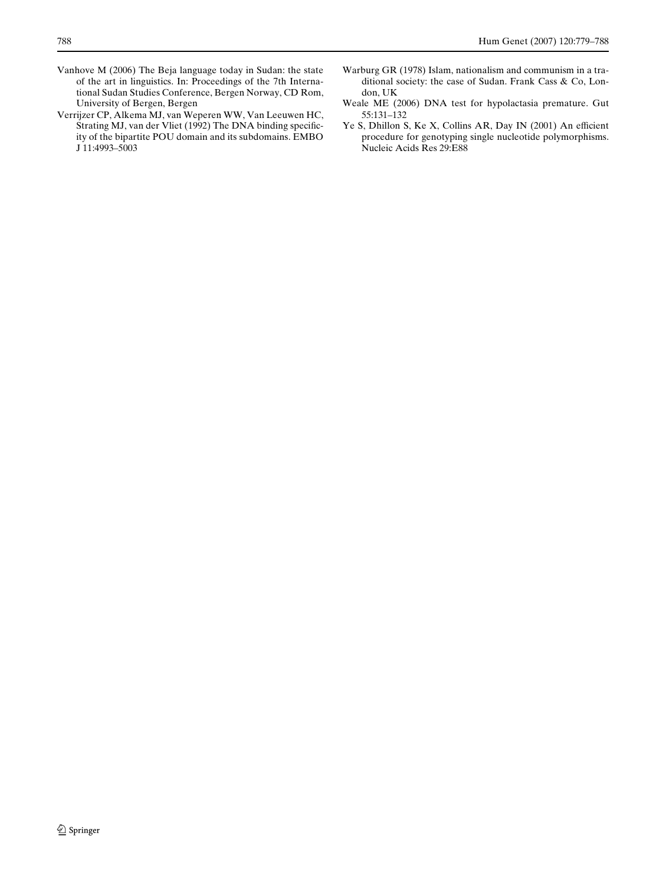Vanhove M (2006) The Beja language today in Sudan: the state of the art in linguistics. In: Proceedings of the 7th International Sudan Studies Conference, Bergen Norway, CD Rom, University of Bergen, Bergen

Verrijzer CP, Alkema MJ, van Weperen WW, Van Leeuwen HC, Strating MJ, van der Vliet (1992) The DNA binding specificity of the bipartite POU domain and its subdomains. EMBO J 11:4993–5003

Warburg GR (1978) Islam, nationalism and communism in a traditional society: the case of Sudan. Frank Cass & Co, London, UK

Weale ME (2006) DNA test for hypolactasia premature. Gut 55:131–132

Ye S, Dhillon S, Ke X, Collins AR, Day IN (2001) An efficient procedure for genotyping single nucleotide polymorphisms. Nucleic Acids Res 29:E88